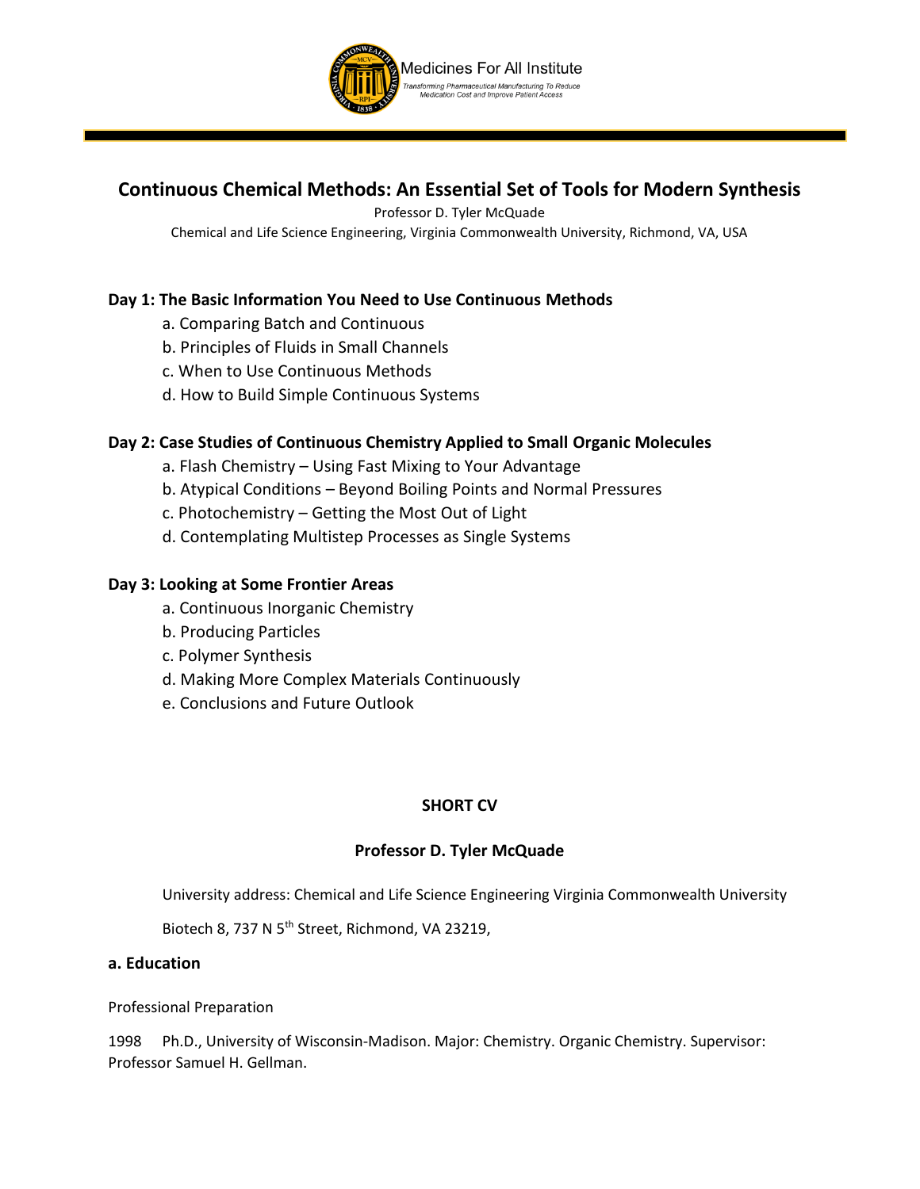Medicines For All Institute

*Transforming Pharmaceutical Manufacturing To Reduce Medication Cost and Improve Patient Access*

# Continuous Chemical Methods: An Essential Set of Tools for Modern Synthesis

Professor D. Tyler McQuade

Chemical and Life Science Engineering, Virginia Commonwealth University, Richmond, VA, USA

## Day 1: The Basic Information You Need to Use Continuous Methods

a. Comparing Batch and Continuous

b. Principles of Fluids in Small Channels

c. When to Use Continuous Methods

d. How to Build Simple Continuous Systems

## Day 2: Case Studies of Continuous Chemistry Applied to Small Organic Molecules

a. Flash Chemistry – Using Fast Mixing to Your Advantage

b. Atypical Conditions – Beyond Boiling Points and Normal Pressures

c. Photochemistry – Getting the Most Out of Light

d. Contemplating Multistep Processes as Single Systems

## Day 3: Looking at Some Frontier Areas

a. Continuous Inorganic Chemistry

b. Producing Particles

c. Polymer Synthesis

d. Making More Complex Materials Continuously

e. Conclusions and Future Outlook

## SHORT CV

### Professor D. Tyler McQuade

University address: Chemical and Life Science Engineering Virginia Commonwealth University

Biotech 8, 737 N 5th Street, Richmond, VA 23219,

### a. Education

Professional Preparation

1998 Ph.D., University of Wisconsin-Madison. Major: Chemistry. Organic Chemistry. Supervisor: Professor Samuel H. Gellman.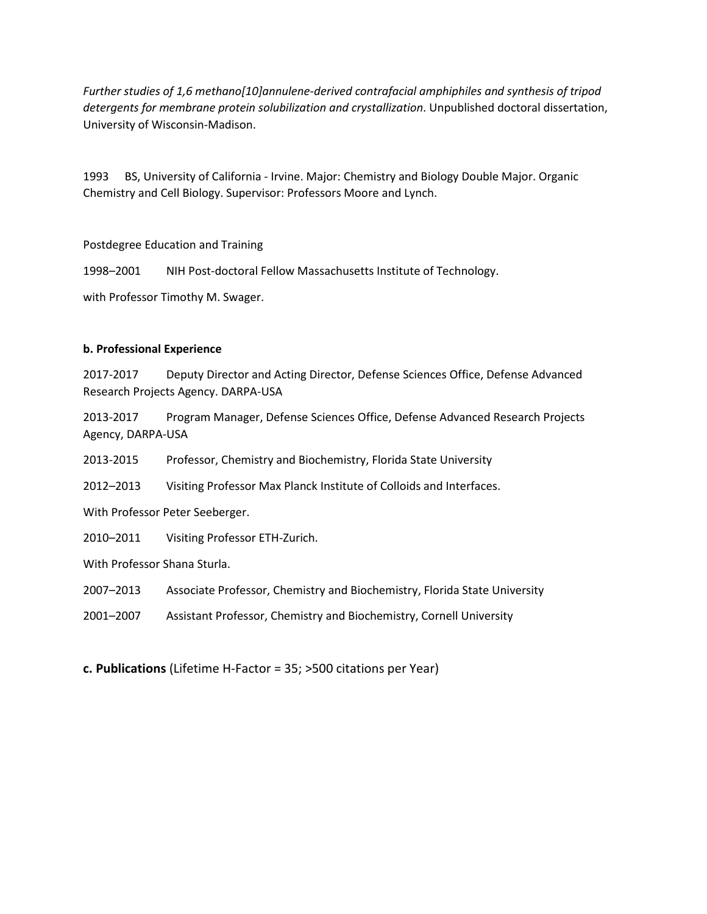*Further studies of 1,6 methano[10]annulene-derived contrafacial amphiphiles and synthesis of tripod detergents for membrane protein solubilization and crystallization*. Unpublished doctoral dissertation, University of Wisconsin-Madison.

1993 BS, University of California - Irvine. Major: Chemistry and Biology Double Major. Organic Chemistry and Cell Biology. Supervisor: Professors Moore and Lynch.

Postdegree Education and Training

1998–2001 NIH Post-doctoral Fellow Massachusetts Institute of Technology.

with Professor Timothy M. Swager.

**b. Professional Experience**

2017-2017 Deputy Director and Acting Director, Defense Sciences Office, Defense Advanced Research Projects Agency. DARPA-USA

2013-2017 Program Manager, Defense Sciences Office, Defense Advanced Research Projects Agency, DARPA-USA

2013-2015 Professor, Chemistry and Biochemistry, Florida State University

2012–2013 Visiting Professor Max Planck Institute of Colloids and Interfaces.

With Professor Peter Seeberger.

2010–2011 Visiting Professor ETH-Zurich.

With Professor Shana Sturla.

2007–2013 Associate Professor, Chemistry and Biochemistry, Florida State University

2001–2007 Assistant Professor, Chemistry and Biochemistry, Cornell University

**c. Publications** (Lifetime H-Factor = 35; >500 citations per Year)